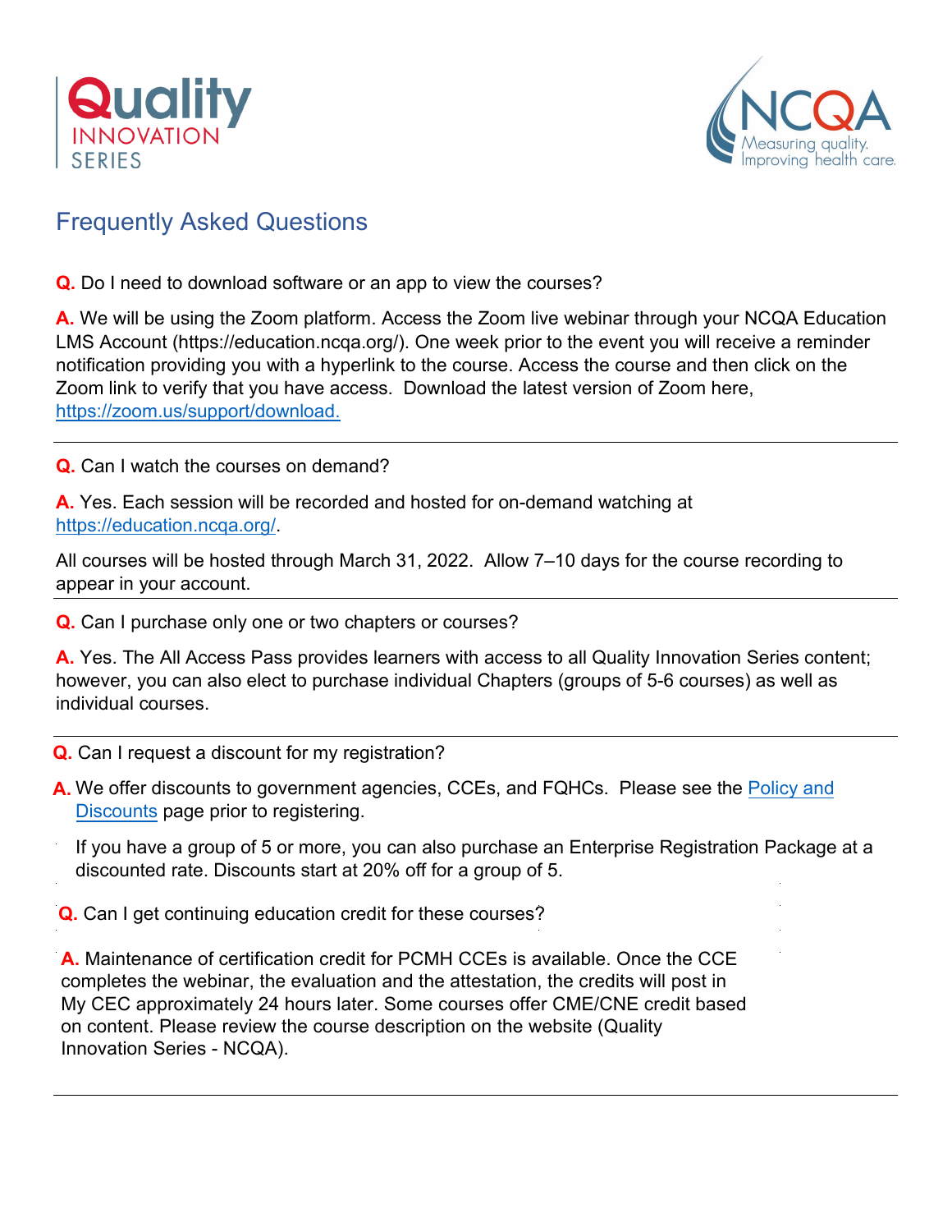# Frequently Asked Questions

**Q.** Do I need to download software or an app to view the courses?

**A.** We will be using the Zoom platform. Access the Zoom live webinar through your NCQA Education LMS Account (https://education.ncqa.org/). One week prior to the event you will receive a reminder notification providing you with a hyperlink to the course. Access the course and then click on the Zoom link to verify that you have access. Download the latest version of Zoom here, https://zoom.us/support/download.

---

**Q.** Can I watch the courses on demand?

**A.** Yes. Each session will be recorded and hosted for on-demand watching at https://education.ncqa.org/.

All courses will be hosted through March 31, 2022. Allow 7–10 days for the course recording to appear in your account.

---

**Q.** Can I purchase only one or two chapters or courses?

**A.** Yes. The All Access Pass provides learners with access to all Quality Innovation Series content; however, you can also elect to purchase individual Chapters (groups of 5-6 courses) as well as individual courses.

---

**Q.** Can I request a discount for my registration?

**A.** We offer discounts to government agencies, CCEs, and FQHCs. Please see the Policy and Discounts page prior to registering.

If you have a group of 5 or more, you can also purchase an Enterprise Registration Package at a discounted rate. Discounts start at 20% off for a group of 5.

**Q.** Can I get continuing education credit for these courses?

**A.** Maintenance of certification credit for PCMH CCEs is available. Once the CCE completes the webinar, the evaluation and the attestation, the credits will post in My CEC approximately 24 hours later. Some courses offer CME/CNE credit based on content. Please review the course description on the website (Quality Innovation Series - NCQA).

---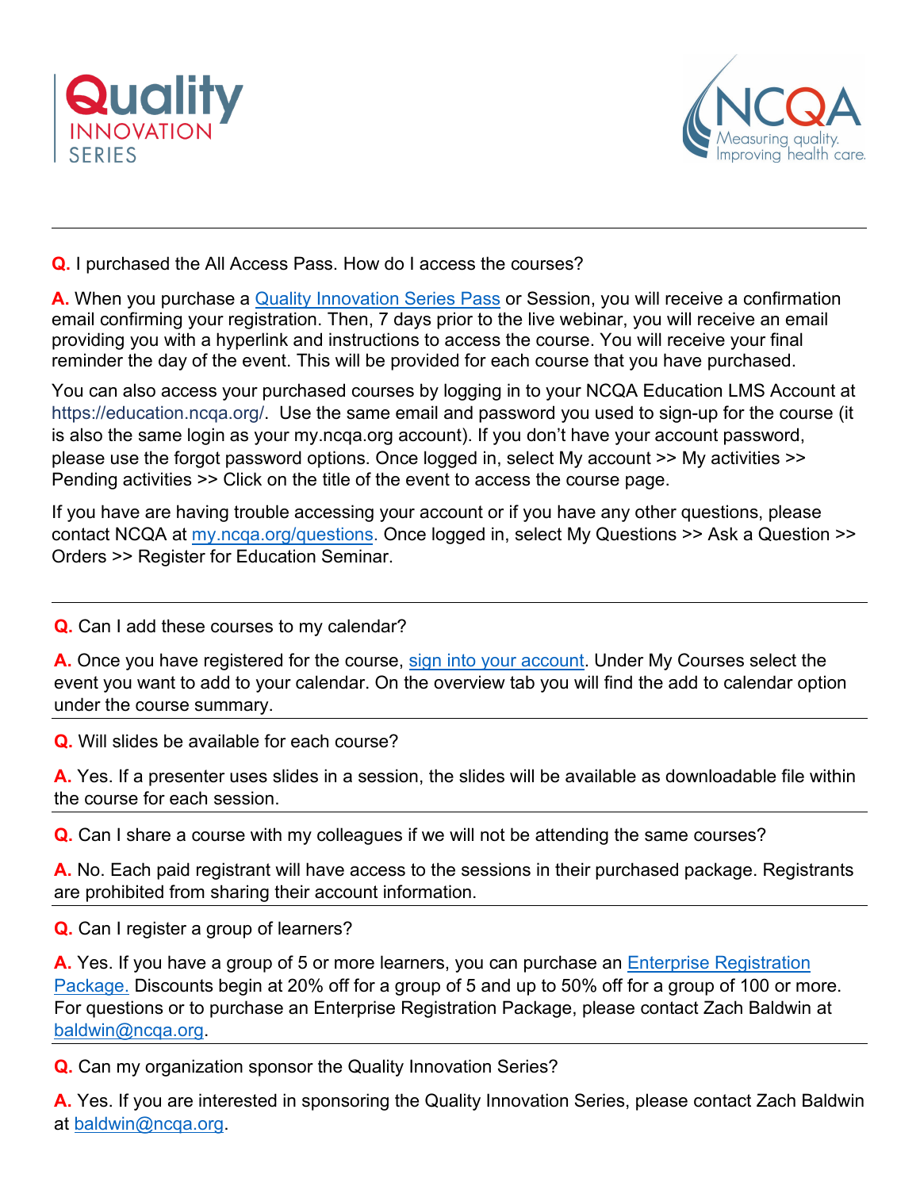**Q.** I purchased the All Access Pass. How do I access the courses?

**A.** When you purchase a Quality Innovation Series Pass or Session, you will receive a confirmation email confirming your registration. Then, 7 days prior to the live webinar, you will receive an email providing you with a hyperlink and instructions to access the course. You will receive your final reminder the day of the event. This will be provided for each course that you have purchased.

You can also access your purchased courses by logging in to your NCQA Education LMS Account at https://education.ncqa.org/. Use the same email and password you used to sign-up for the course (it is also the same login as your my.ncqa.org account). If you don't have your account password, please use the forgot password options. Once logged in, select My account >> My activities >> Pending activities >> Click on the title of the event to access the course page.

If you have are having trouble accessing your account or if you have any other questions, please contact NCQA at my.ncqa.org/questions. Once logged in, select My Questions >> Ask a Question >> Orders >> Register for Education Seminar.

---

**Q.** Can I add these courses to my calendar?

**A.** Once you have registered for the course, sign into your account. Under My Courses select the event you want to add to your calendar. On the overview tab you will find the add to calendar option under the course summary.

---

**Q.** Will slides be available for each course?

**A.** Yes. If a presenter uses slides in a session, the slides will be available as downloadable file within the course for each session.

---

**Q.** Can I share a course with my colleagues if we will not be attending the same courses?

**A.** No. Each paid registrant will have access to the sessions in their purchased package. Registrants are prohibited from sharing their account information.

---

**Q.** Can I register a group of learners?

**A.** Yes. If you have a group of 5 or more learners, you can purchase an Enterprise Registration Package. Discounts begin at 20% off for a group of 5 and up to 50% off for a group of 100 or more. For questions or to purchase an Enterprise Registration Package, please contact Zach Baldwin at baldwin@ncqa.org.

---

**Q.** Can my organization sponsor the Quality Innovation Series?

**A.** Yes. If you are interested in sponsoring the Quality Innovation Series, please contact Zach Baldwin at baldwin@ncqa.org.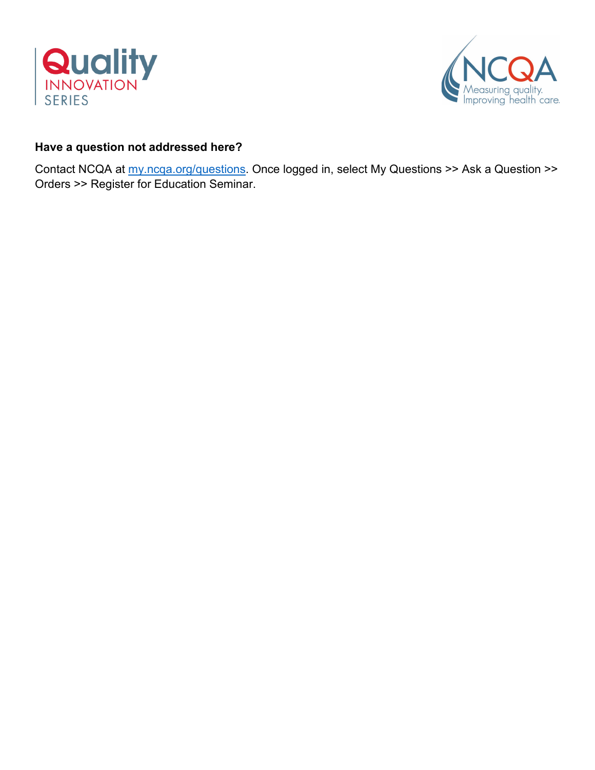**Have a question not addressed here?**

Contact NCQA at [my.ncqa.org/questions](my.ncqa.org/questions). Once logged in, select My Questions >> Ask a Question >> Orders >> Register for Education Seminar.